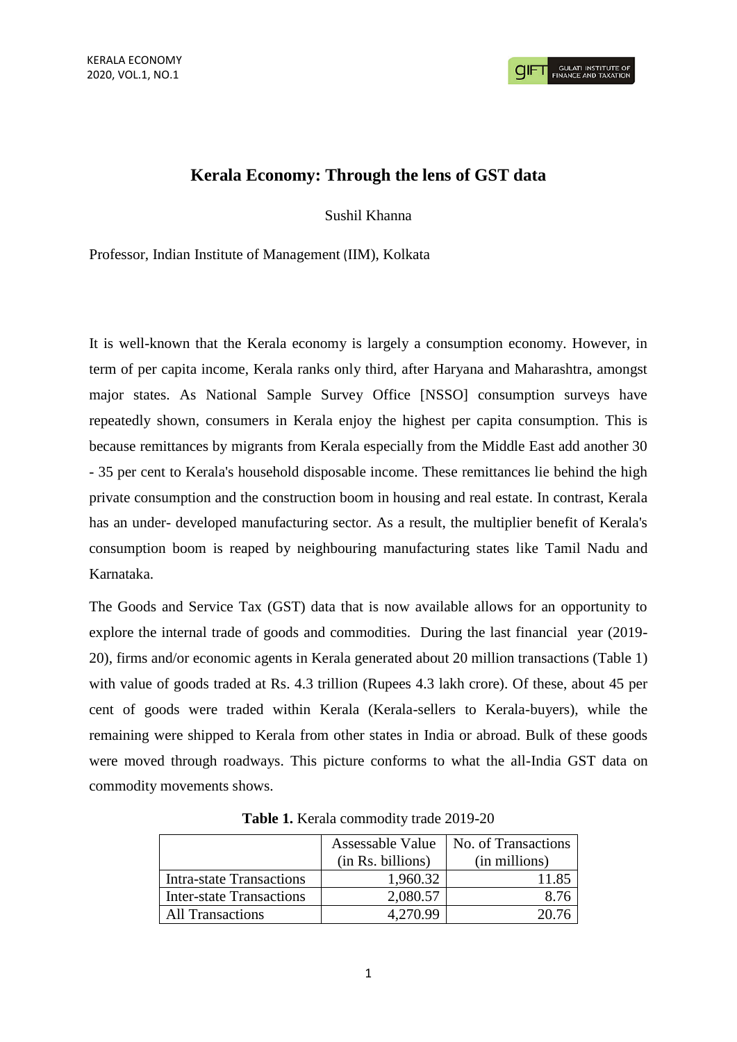# Kerala Economy: Through the lens of GST data

Sushil Khanna

Professor, Indian Institute of Management (IIM), Kolkata

It is well-known that the Kerala economy is largely a consumption economy. However, in term of per capita income, Kerala ranks only third, after Haryana and Maharashtra, amongst major states. As National Sample Survey Office [NSSO] consumption surveys have repeatedly shown, consumers in Kerala enjoy the highest per capita consumption. This is because remittances by migrants from Kerala especially from the Middle East add another 30 - 35 per cent to Kerala's household disposable income. These remittances lie behind the high private consumption and the construction boom in housing and real estate. In contrast, Kerala has an under- developed manufacturing sector. As a result, the multiplier benefit of Kerala's consumption boom is reaped by neighbouring manufacturing states like Tamil Nadu and Karnataka.

The Goods and Service Tax (GST) data that is now available allows for an opportunity to explore the internal trade of goods and commodities. During the last financial year (2019-20), firms and/or economic agents in Kerala generated about 20 million transactions (Table 1) with value of goods traded at Rs. 4.3 trillion (Rupees 4.3 lakh crore). Of these, about 45 per cent of goods were traded within Kerala (Kerala-sellers to Kerala-buyers), while the remaining were shipped to Kerala from other states in India or abroad. Bulk of these goods were moved through roadways. This picture conforms to what the all-India GST data on commodity movements shows.

**Table 1.** Kerala commodity trade 2019-20

| | Assessable Value (in Rs. billions) | No. of Transactions (in millions) |
|---|---:|---:|
| Intra-state Transactions | 1,960.32 | 11.85 |
| Inter-state Transactions | 2,080.57 | 8.76 |
| All Transactions | 4,270.99 | 20.76 |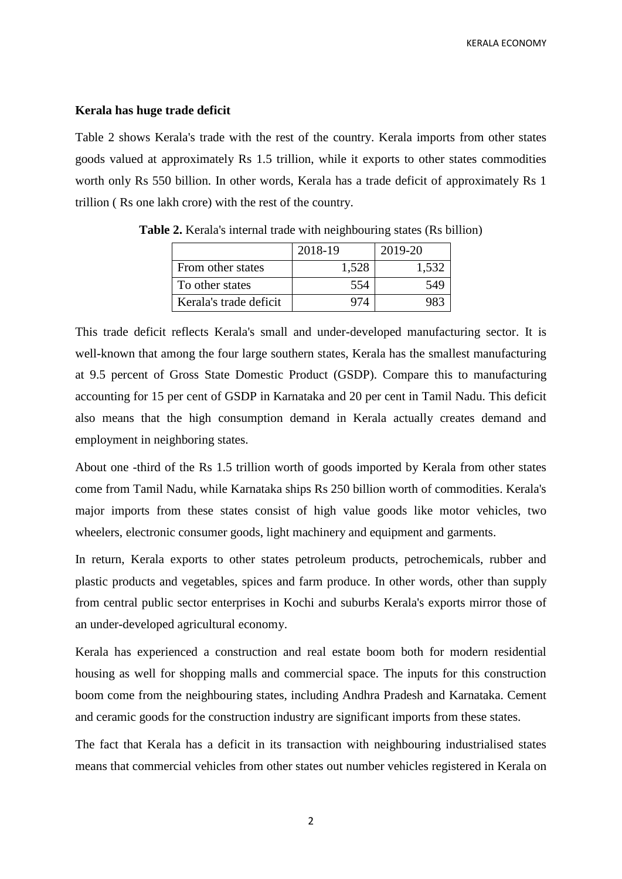**Kerala has huge trade deficit**

Table 2 shows Kerala's trade with the rest of the country. Kerala imports from other states goods valued at approximately Rs 1.5 trillion, while it exports to other states commodities worth only Rs 550 billion. In other words, Kerala has a trade deficit of approximately Rs 1 trillion ( Rs one lakh crore) with the rest of the country.

**Table 2.** Kerala's internal trade with neighbouring states (Rs billion)

| | 2018-19 | 2019-20 |
|---|---:|---:|
| From other states | 1,528 | 1,532 |
| To other states | 554 | 549 |
| Kerala's trade deficit | 974 | 983 |

This trade deficit reflects Kerala's small and under-developed manufacturing sector. It is well-known that among the four large southern states, Kerala has the smallest manufacturing at 9.5 percent of Gross State Domestic Product (GSDP). Compare this to manufacturing accounting for 15 per cent of GSDP in Karnataka and 20 per cent in Tamil Nadu. This deficit also means that the high consumption demand in Kerala actually creates demand and employment in neighboring states.

About one -third of the Rs 1.5 trillion worth of goods imported by Kerala from other states come from Tamil Nadu, while Karnataka ships Rs 250 billion worth of commodities. Kerala's major imports from these states consist of high value goods like motor vehicles, two wheelers, electronic consumer goods, light machinery and equipment and garments.

In return, Kerala exports to other states petroleum products, petrochemicals, rubber and plastic products and vegetables, spices and farm produce. In other words, other than supply from central public sector enterprises in Kochi and suburbs Kerala's exports mirror those of an under-developed agricultural economy.

Kerala has experienced a construction and real estate boom both for modern residential housing as well for shopping malls and commercial space. The inputs for this construction boom come from the neighbouring states, including Andhra Pradesh and Karnataka. Cement and ceramic goods for the construction industry are significant imports from these states.

The fact that Kerala has a deficit in its transaction with neighbouring industrialised states means that commercial vehicles from other states out number vehicles registered in Kerala on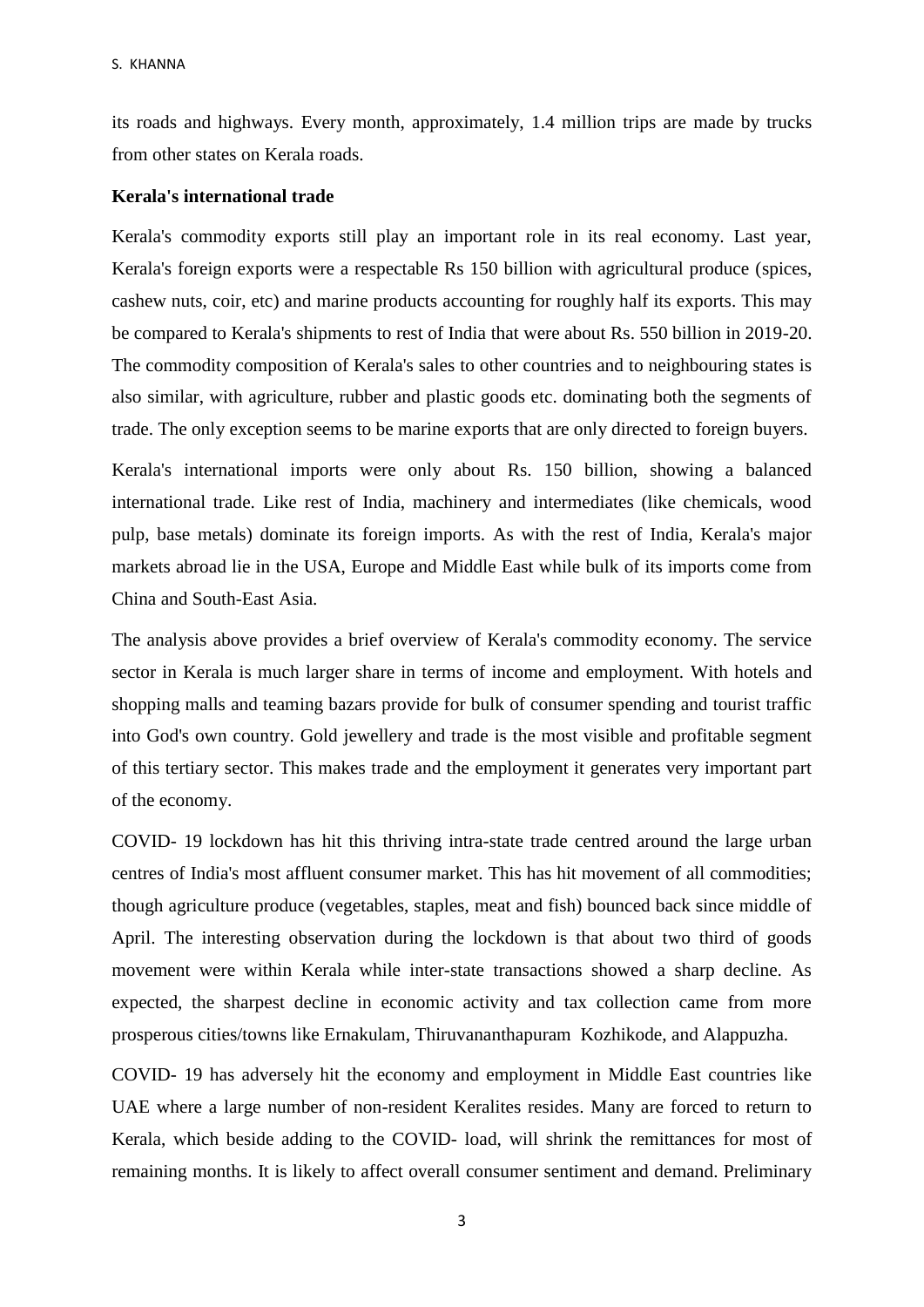its roads and highways. Every month, approximately, 1.4 million trips are made by trucks from other states on Kerala roads.

**Kerala's international trade**

Kerala's commodity exports still play an important role in its real economy. Last year, Kerala's foreign exports were a respectable Rs 150 billion with agricultural produce (spices, cashew nuts, coir, etc) and marine products accounting for roughly half its exports. This may be compared to Kerala's shipments to rest of India that were about Rs. 550 billion in 2019-20. The commodity composition of Kerala's sales to other countries and to neighbouring states is also similar, with agriculture, rubber and plastic goods etc. dominating both the segments of trade. The only exception seems to be marine exports that are only directed to foreign buyers.

Kerala's international imports were only about Rs. 150 billion, showing a balanced international trade. Like rest of India, machinery and intermediates (like chemicals, wood pulp, base metals) dominate its foreign imports. As with the rest of India, Kerala's major markets abroad lie in the USA, Europe and Middle East while bulk of its imports come from China and South-East Asia.

The analysis above provides a brief overview of Kerala's commodity economy. The service sector in Kerala is much larger share in terms of income and employment. With hotels and shopping malls and teaming bazars provide for bulk of consumer spending and tourist traffic into God's own country. Gold jewellery and trade is the most visible and profitable segment of this tertiary sector. This makes trade and the employment it generates very important part of the economy.

COVID- 19 lockdown has hit this thriving intra-state trade centred around the large urban centres of India's most affluent consumer market. This has hit movement of all commodities; though agriculture produce (vegetables, staples, meat and fish) bounced back since middle of April. The interesting observation during the lockdown is that about two third of goods movement were within Kerala while inter-state transactions showed a sharp decline. As expected, the sharpest decline in economic activity and tax collection came from more prosperous cities/towns like Ernakulam, Thiruvananthapuram Kozhikode, and Alappuzha.

COVID- 19 has adversely hit the economy and employment in Middle East countries like UAE where a large number of non-resident Keralites resides. Many are forced to return to Kerala, which beside adding to the COVID- load, will shrink the remittances for most of remaining months. It is likely to affect overall consumer sentiment and demand. Preliminary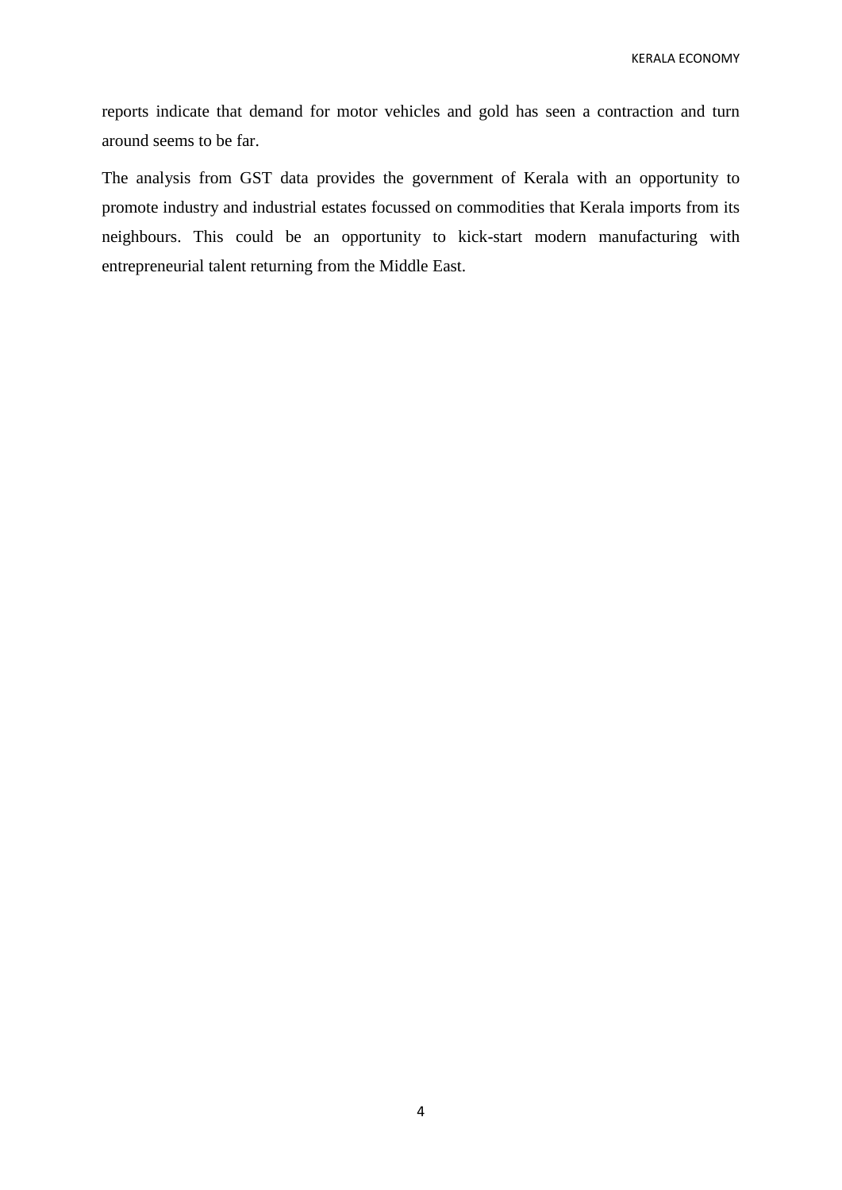reports indicate that demand for motor vehicles and gold has seen a contraction and turn around seems to be far.

The analysis from GST data provides the government of Kerala with an opportunity to promote industry and industrial estates focussed on commodities that Kerala imports from its neighbours. This could be an opportunity to kick-start modern manufacturing with entrepreneurial talent returning from the Middle East.